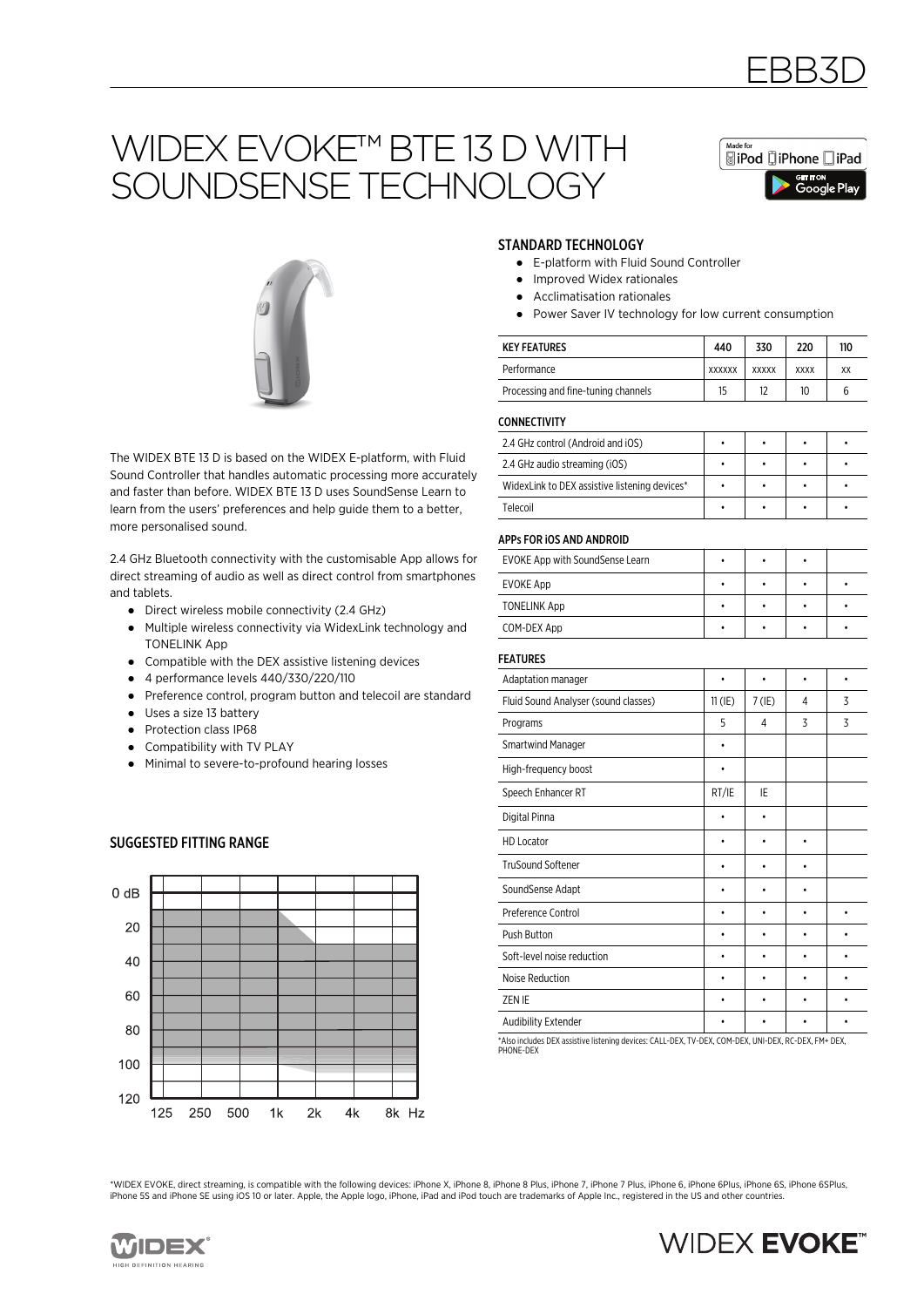# WIDEX EVOKE™ BTE 13 D WITH SOUNDSENSE TECHNOLOGY

The WIDEX BTE 13 D is based on the WIDEX E-platform, with Fluid Sound Controller that handles automatic processing more accurately and faster than before. WIDEX BTE 13 D uses SoundSense Learn to learn from the users' preferences and help guide them to a better, more personalised sound.

2.4 GHz Bluetooth connectivity with the customisable App allows for direct streaming of audio as well as direct control from smartphones and tablets.

- Direct wireless mobile connectivity (2.4 GHz)
- Multiple wireless connectivity via WidexLink technology and TONELINK App
- Compatible with the DEX assistive listening devices
- 4 performance levels 440/330/220/110
- Preference control, program button and telecoil are standard
- Uses a size 13 battery
- Protection class IP68
- Compatibility with TV PLAY
- Minimal to severe-to-profound hearing losses

## SUGGESTED FITTING RANGE

## STANDARD TECHNOLOGY

- E-platform with Fluid Sound Controller
- Improved Widex rationales
- Acclimatisation rationales
- Power Saver IV technology for low current consumption

| KEY FEATURES | 440 | 330 | 220 | 110 |
|---|---|---|---|---|
| Performance | XXXXXX | XXXXX | XXXX | XX |
| Processing and fine-tuning channels | 15 | 12 | 10 | 6 |
| **CONNECTIVITY** | | | | |
| 2.4 GHz control (Android and iOS) | • | • | • | • |
| 2.4 GHz audio streaming (iOS) | • | • | • | • |
| WidexLink to DEX assistive listening devices* | • | • | • | • |
| Telecoil | • | • | • | • |
| **APPs FOR iOS AND ANDROID** | | | | |
| EVOKE App with SoundSense Learn | • | • | • | |
| EVOKE App | • | • | • | • |
| TONELINK App | • | • | • | • |
| COM-DEX App | • | • | • | • |
| **FEATURES** | | | | |
| Adaptation manager | • | • | • | • |
| Fluid Sound Analyser (sound classes) | 11 (IE) | 7 (IE) | 4 | 3 |
| Programs | 5 | 4 | 3 | 3 |
| Smartwind Manager | • | | | |
| High-frequency boost | • | | | |
| Speech Enhancer RT | RT/IE | IE | | |
| Digital Pinna | • | • | | |
| HD Locator | • | • | • | |
| TruSound Softener | • | • | • | |
| SoundSense Adapt | • | • | • | |
| Preference Control | • | • | • | • |
| Push Button | • | • | • | • |
| Soft-level noise reduction | • | • | • | • |
| Noise Reduction | • | • | • | • |
| ZEN IE | • | • | • | • |
| Audibility Extender | • | • | • | • |

*Also includes DEX assistive listening devices: CALL-DEX, TV-DEX, COM-DEX, UNI-DEX, RC-DEX, FM+ DEX, PHONE-DEX

*WIDEX EVOKE, direct streaming, is compatible with the following devices: iPhone X, iPhone 8, iPhone 8 Plus, iPhone 7, iPhone 7 Plus, iPhone 6, iPhone 6Plus, iPhone 6S, iPhone 6SPlus, iPhone 5S and iPhone SE using iOS 10 or later. Apple, the Apple logo, iPhone, iPad and iPod touch are trademarks of Apple Inc., registered in the US and other countries.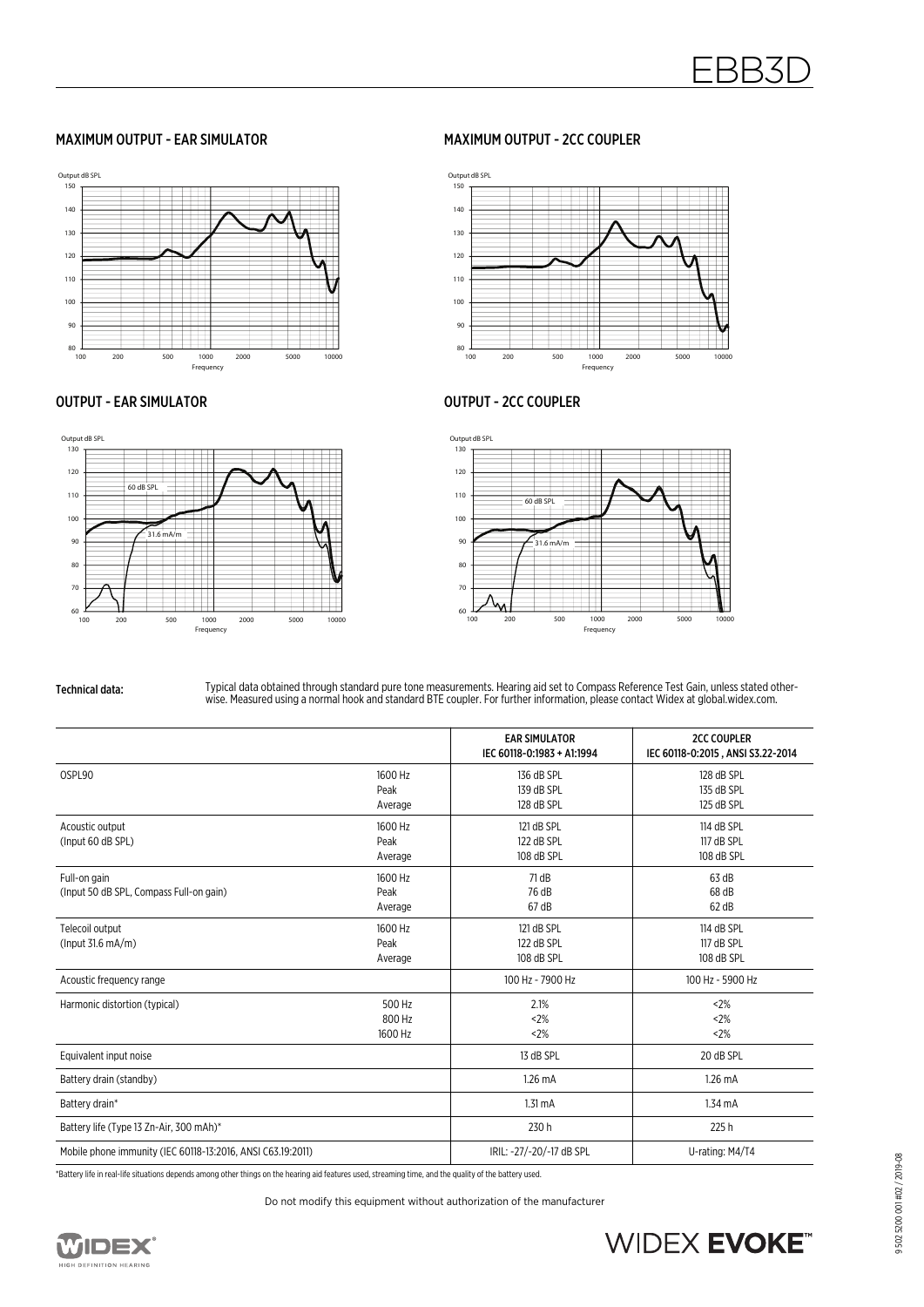# EBB3D

## MAXIMUM OUTPUT - EAR SIMULATOR

Output dB SPL
150
140
130
120
110
100
90
80
100 200 500 1000 2000 5000 10000
Frequency

## MAXIMUM OUTPUT - 2CC COUPLER

Output dB SPL
150
140
130
120
110
100
90
80
100 200 500 1000 2000 5000 10000
Frequency

## OUTPUT - EAR SIMULATOR

Output dB SPL
130
120
110
100
90
80
70
60
60 dB SPL
31.6 mA/m
100 200 500 1000 2000 5000 10000
Frequency

## OUTPUT - 2CC COUPLER

Output dB SPL
130
120
110
100
90
80
70
60
60 dB SPL
31.6 mA/m
100 200 500 1000 2000 5000 10000
Frequency

**Technical data:**

Typical data obtained through standard pure tone measurements. Hearing aid set to Compass Reference Test Gain, unless stated otherwise. Measured using a normal hook and standard BTE coupler. For further information, please contact Widex at global.widex.com.

| | | EAR SIMULATOR IEC 60118-0:1983 + A1:1994 | 2CC COUPLER IEC 60118-0:2015 , ANSI S3.22-2014 |
|---|---|---|---|
| OSPL90 | 1600 Hz | 136 dB SPL | 128 dB SPL |
| | Peak | 139 dB SPL | 135 dB SPL |
| | Average | 128 dB SPL | 125 dB SPL |
| Acoustic output (Input 60 dB SPL) | 1600 Hz | 121 dB SPL | 114 dB SPL |
| | Peak | 122 dB SPL | 117 dB SPL |
| | Average | 108 dB SPL | 108 dB SPL |
| Full-on gain (Input 50 dB SPL, Compass Full-on gain) | 1600 Hz | 71 dB | 63 dB |
| | Peak | 76 dB | 68 dB |
| | Average | 67 dB | 62 dB |
| Telecoil output (Input 31.6 mA/m) | 1600 Hz | 121 dB SPL | 114 dB SPL |
| | Peak | 122 dB SPL | 117 dB SPL |
| | Average | 108 dB SPL | 108 dB SPL |
| Acoustic frequency range | | 100 Hz - 7900 Hz | 100 Hz - 5900 Hz |
| Harmonic distortion (typical) | 500 Hz | 2.1% | <2% |
| | 800 Hz | <2% | <2% |
| | 1600 Hz | <2% | <2% |
| Equivalent input noise | | 13 dB SPL | 20 dB SPL |
| Battery drain (standby) | | 1.26 mA | 1.26 mA |
| Battery drain* | | 1.31 mA | 1.34 mA |
| Battery life (Type 13 Zn-Air, 300 mAh)* | | 230 h | 225 h |
| Mobile phone immunity (IEC 60118-13:2016, ANSI C63.19:2011) | | IRIL: -27/-20/-17 dB SPL | U-rating: M4/T4 |

*Battery life in real-life situations depends among other things on the hearing aid features used, streaming time, and the quality of the battery used.

Do not modify this equipment without authorization of the manufacturer

WIDEX HIGH DEFINITION HEARING

WIDEX EVOKE™

9 502 5200 001 #02 / 2019-08